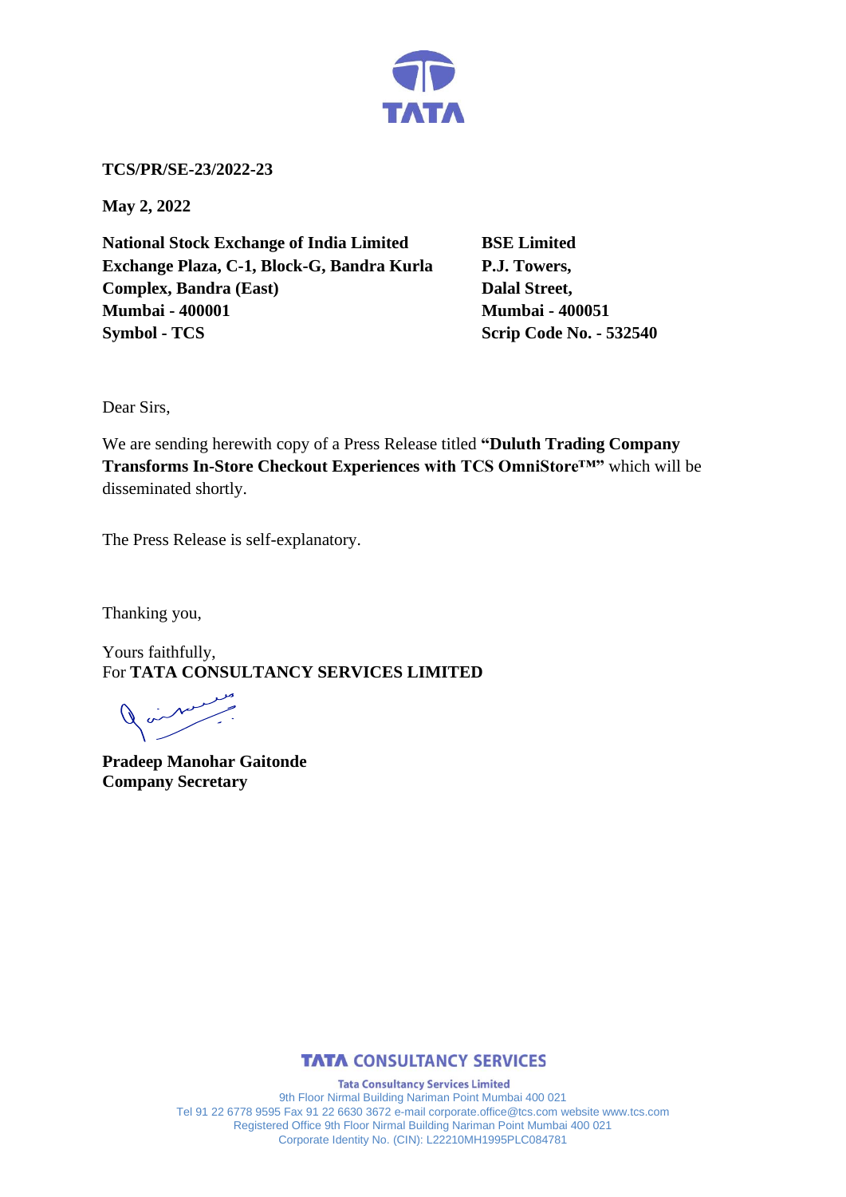**TCS/PR/SE-23/2022-23**

**May 2, 2022**

**National Stock Exchange of India Limited**
**Exchange Plaza, C-1, Block-G, Bandra Kurla Complex, Bandra (East)**
**Mumbai - 400001**
**Symbol - TCS**

**BSE Limited**
**P.J. Towers,**
**Dalal Street,**
**Mumbai - 400051**
**Scrip Code No. - 532540**

Dear Sirs,

We are sending herewith copy of a Press Release titled **"Duluth Trading Company Transforms In-Store Checkout Experiences with TCS OmniStore™"** which will be disseminated shortly.

The Press Release is self-explanatory.

Thanking you,

Yours faithfully,
For **TATA CONSULTANCY SERVICES LIMITED**

**Pradeep Manohar Gaitonde**
**Company Secretary**

**TATA CONSULTANCY SERVICES**

**Tata Consultancy Services Limited**
9th Floor Nirmal Building Nariman Point Mumbai 400 021
Tel 91 22 6778 9595 Fax 91 22 6630 3672 e-mail corporate.office@tcs.com website www.tcs.com
Registered Office 9th Floor Nirmal Building Nariman Point Mumbai 400 021
Corporate Identity No. (CIN): L22210MH1995PLC084781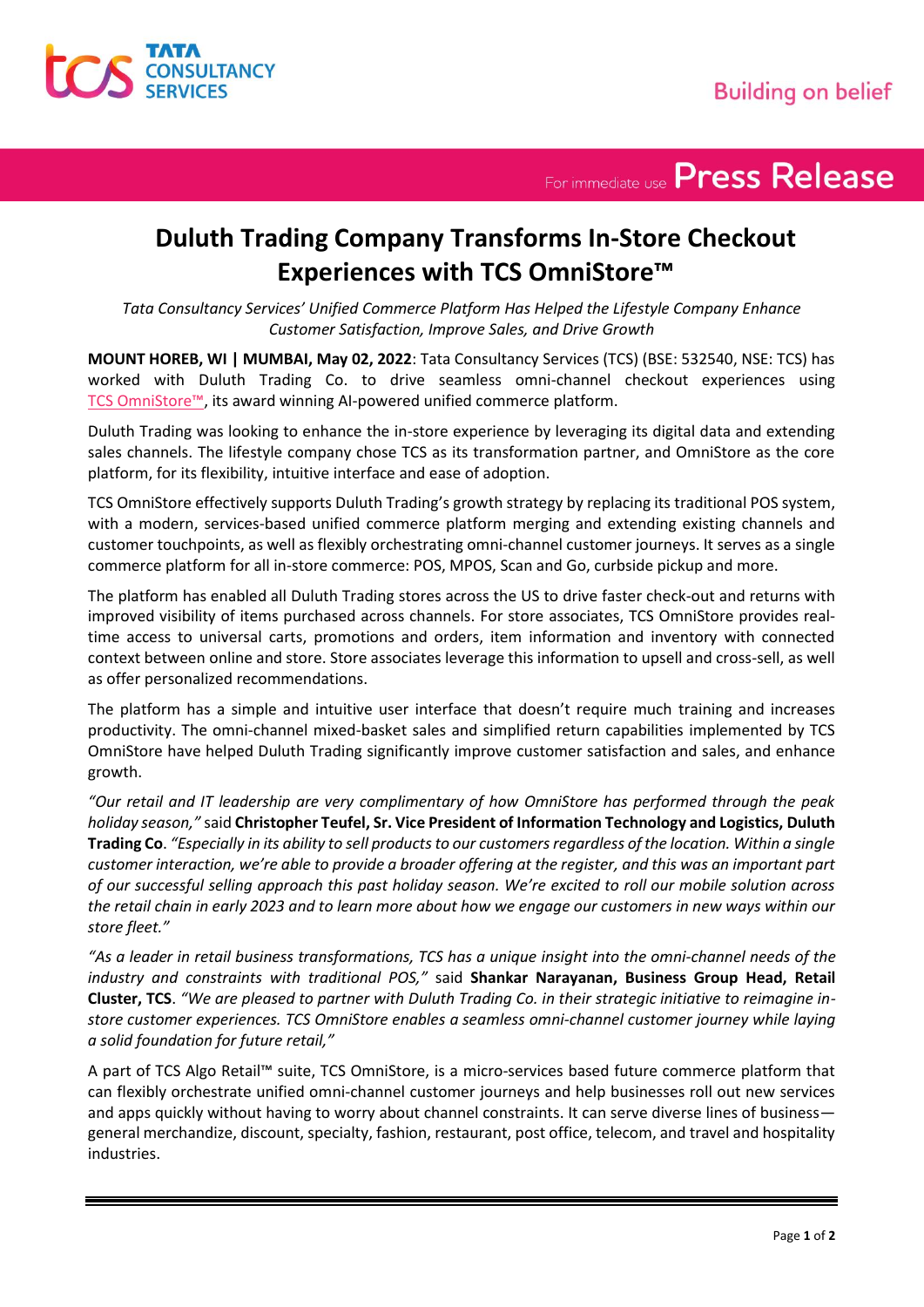For immediate use **Press Release**

# Duluth Trading Company Transforms In-Store Checkout Experiences with TCS OmniStore™

*Tata Consultancy Services' Unified Commerce Platform Has Helped the Lifestyle Company Enhance Customer Satisfaction, Improve Sales, and Drive Growth*

**MOUNT HOREB, WI | MUMBAI, May 02, 2022**: Tata Consultancy Services (TCS) (BSE: 532540, NSE: TCS) has worked with Duluth Trading Co. to drive seamless omni-channel checkout experiences using TCS OmniStore™, its award winning AI-powered unified commerce platform.

Duluth Trading was looking to enhance the in-store experience by leveraging its digital data and extending sales channels. The lifestyle company chose TCS as its transformation partner, and OmniStore as the core platform, for its flexibility, intuitive interface and ease of adoption.

TCS OmniStore effectively supports Duluth Trading's growth strategy by replacing its traditional POS system, with a modern, services-based unified commerce platform merging and extending existing channels and customer touchpoints, as well as flexibly orchestrating omni-channel customer journeys. It serves as a single commerce platform for all in-store commerce: POS, MPOS, Scan and Go, curbside pickup and more.

The platform has enabled all Duluth Trading stores across the US to drive faster check-out and returns with improved visibility of items purchased across channels. For store associates, TCS OmniStore provides real-time access to universal carts, promotions and orders, item information and inventory with connected context between online and store. Store associates leverage this information to upsell and cross-sell, as well as offer personalized recommendations.

The platform has a simple and intuitive user interface that doesn't require much training and increases productivity. The omni-channel mixed-basket sales and simplified return capabilities implemented by TCS OmniStore have helped Duluth Trading significantly improve customer satisfaction and sales, and enhance growth.

*"Our retail and IT leadership are very complimentary of how OmniStore has performed through the peak holiday season,"* said **Christopher Teufel, Sr. Vice President of Information Technology and Logistics, Duluth Trading Co**. *"Especially in its ability to sell products to our customers regardless of the location. Within a single customer interaction, we're able to provide a broader offering at the register, and this was an important part of our successful selling approach this past holiday season. We're excited to roll our mobile solution across the retail chain in early 2023 and to learn more about how we engage our customers in new ways within our store fleet."*

*"As a leader in retail business transformations, TCS has a unique insight into the omni-channel needs of the industry and constraints with traditional POS,"* said **Shankar Narayanan, Business Group Head, Retail Cluster, TCS**. *"We are pleased to partner with Duluth Trading Co. in their strategic initiative to reimagine in-store customer experiences. TCS OmniStore enables a seamless omni-channel customer journey while laying a solid foundation for future retail,"*

A part of TCS Algo Retail™ suite, TCS OmniStore, is a micro-services based future commerce platform that can flexibly orchestrate unified omni-channel customer journeys and help businesses roll out new services and apps quickly without having to worry about channel constraints. It can serve diverse lines of business—general merchandize, discount, specialty, fashion, restaurant, post office, telecom, and travel and hospitality industries.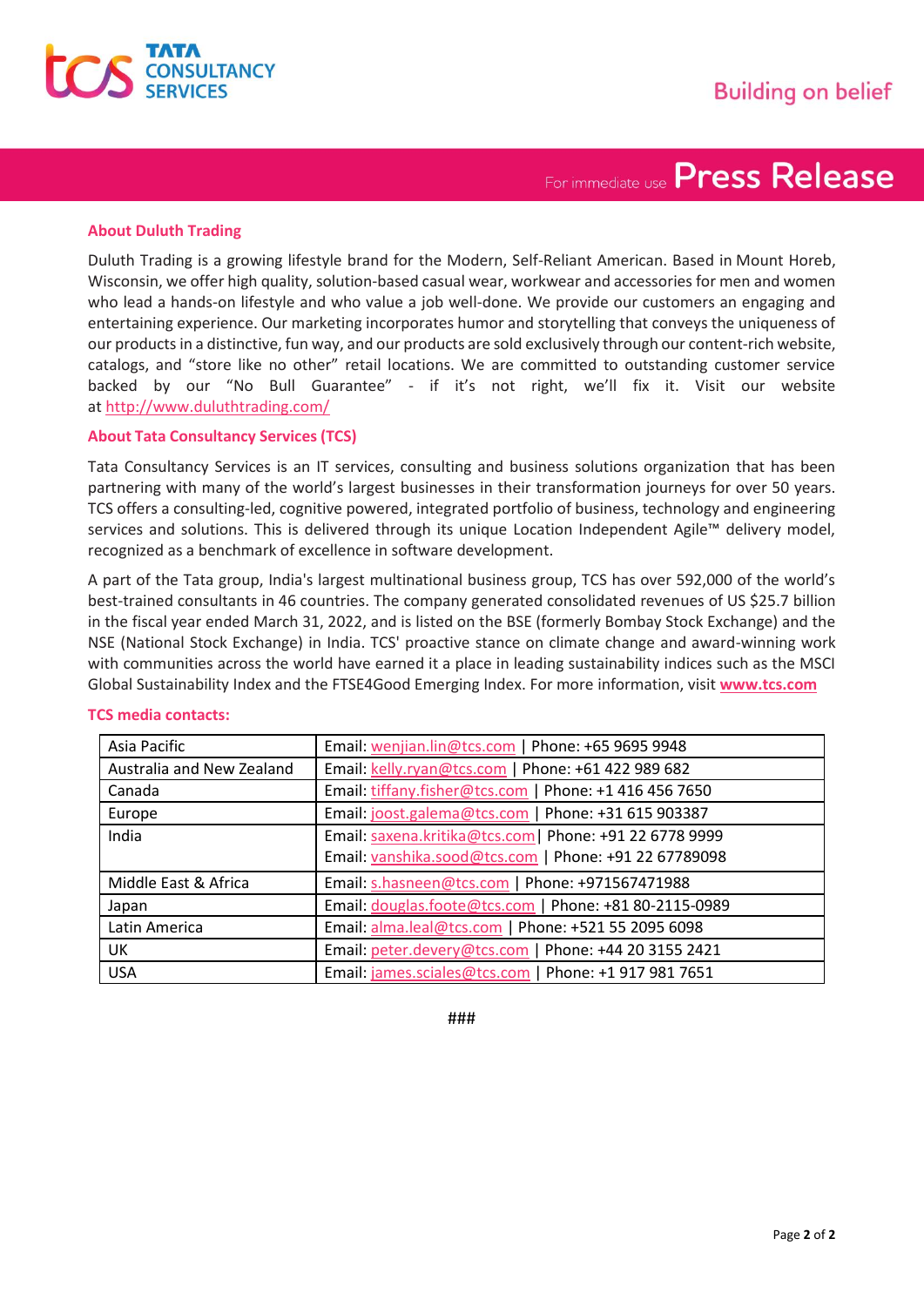## About Duluth Trading

Duluth Trading is a growing lifestyle brand for the Modern, Self-Reliant American. Based in Mount Horeb, Wisconsin, we offer high quality, solution-based casual wear, workwear and accessories for men and women who lead a hands-on lifestyle and who value a job well-done. We provide our customers an engaging and entertaining experience. Our marketing incorporates humor and storytelling that conveys the uniqueness of our products in a distinctive, fun way, and our products are sold exclusively through our content-rich website, catalogs, and "store like no other" retail locations. We are committed to outstanding customer service backed by our "No Bull Guarantee" - if it's not right, we'll fix it. Visit our website at http://www.duluthtrading.com/

## About Tata Consultancy Services (TCS)

Tata Consultancy Services is an IT services, consulting and business solutions organization that has been partnering with many of the world's largest businesses in their transformation journeys for over 50 years. TCS offers a consulting-led, cognitive powered, integrated portfolio of business, technology and engineering services and solutions. This is delivered through its unique Location Independent Agile™ delivery model, recognized as a benchmark of excellence in software development.

A part of the Tata group, India's largest multinational business group, TCS has over 592,000 of the world's best-trained consultants in 46 countries. The company generated consolidated revenues of US $25.7 billion in the fiscal year ended March 31, 2022, and is listed on the BSE (formerly Bombay Stock Exchange) and the NSE (National Stock Exchange) in India. TCS' proactive stance on climate change and award-winning work with communities across the world have earned it a place in leading sustainability indices such as the MSCI Global Sustainability Index and the FTSE4Good Emerging Index. For more information, visit **www.tcs.com**

## TCS media contacts:

| | |
|---|---|
| Asia Pacific | Email: wenjian.lin@tcs.com \| Phone: +65 9695 9948 |
| Australia and New Zealand | Email: kelly.ryan@tcs.com \| Phone: +61 422 989 682 |
| Canada | Email: tiffany.fisher@tcs.com \| Phone: +1 416 456 7650 |
| Europe | Email: joost.galema@tcs.com \| Phone: +31 615 903387 |
| India | Email: saxena.kritika@tcs.com\| Phone: +91 22 6778 9999<br>Email: vanshika.sood@tcs.com \| Phone: +91 22 67789098 |
| Middle East & Africa | Email: s.hasneen@tcs.com \| Phone: +971567471988 |
| Japan | Email: douglas.foote@tcs.com \| Phone: +81 80-2115-0989 |
| Latin America | Email: alma.leal@tcs.com \| Phone: +521 55 2095 6098 |
| UK | Email: peter.devery@tcs.com \| Phone: +44 20 3155 2421 |
| USA | Email: james.sciales@tcs.com \| Phone: +1 917 981 7651 |

###